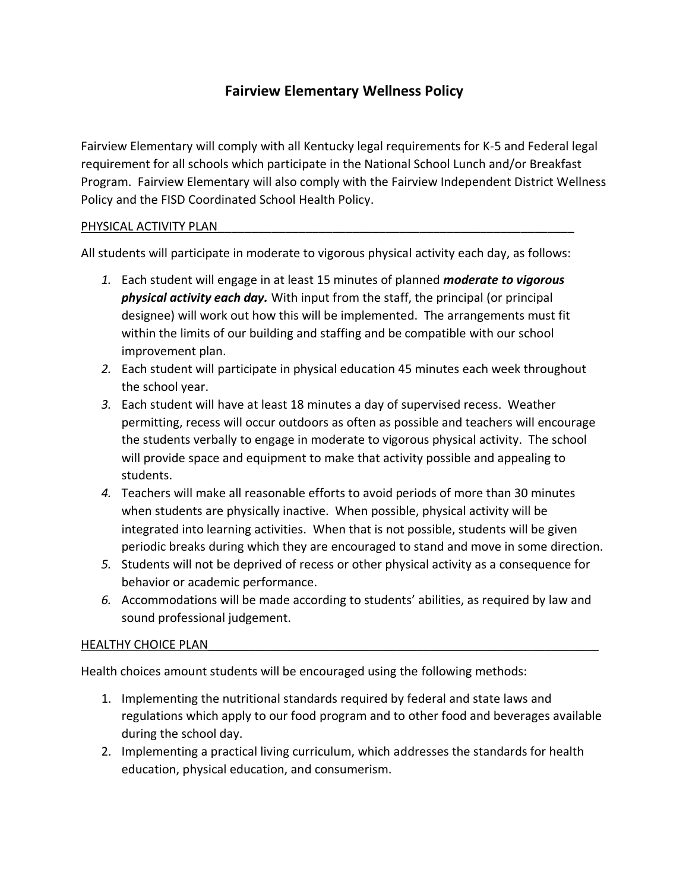# Fairview Elementary Wellness Policy

Fairview Elementary will comply with all Kentucky legal requirements for K-5 and Federal legal requirement for all schools which participate in the National School Lunch and/or Breakfast Program. Fairview Elementary will also comply with the Fairview Independent District Wellness Policy and the FISD Coordinated School Health Policy.

## PHYSICAL ACTIVITY PLAN

All students will participate in moderate to vigorous physical activity each day, as follows:

1. Each student will engage in at least 15 minutes of planned ***moderate to vigorous physical activity each day.*** With input from the staff, the principal (or principal designee) will work out how this will be implemented. The arrangements must fit within the limits of our building and staffing and be compatible with our school improvement plan.
2. Each student will participate in physical education 45 minutes each week throughout the school year.
3. Each student will have at least 18 minutes a day of supervised recess. Weather permitting, recess will occur outdoors as often as possible and teachers will encourage the students verbally to engage in moderate to vigorous physical activity. The school will provide space and equipment to make that activity possible and appealing to students.
4. Teachers will make all reasonable efforts to avoid periods of more than 30 minutes when students are physically inactive. When possible, physical activity will be integrated into learning activities. When that is not possible, students will be given periodic breaks during which they are encouraged to stand and move in some direction.
5. Students will not be deprived of recess or other physical activity as a consequence for behavior or academic performance.
6. Accommodations will be made according to students' abilities, as required by law and sound professional judgement.

## HEALTHY CHOICE PLAN

Health choices amount students will be encouraged using the following methods:

1. Implementing the nutritional standards required by federal and state laws and regulations which apply to our food program and to other food and beverages available during the school day.
2. Implementing a practical living curriculum, which addresses the standards for health education, physical education, and consumerism.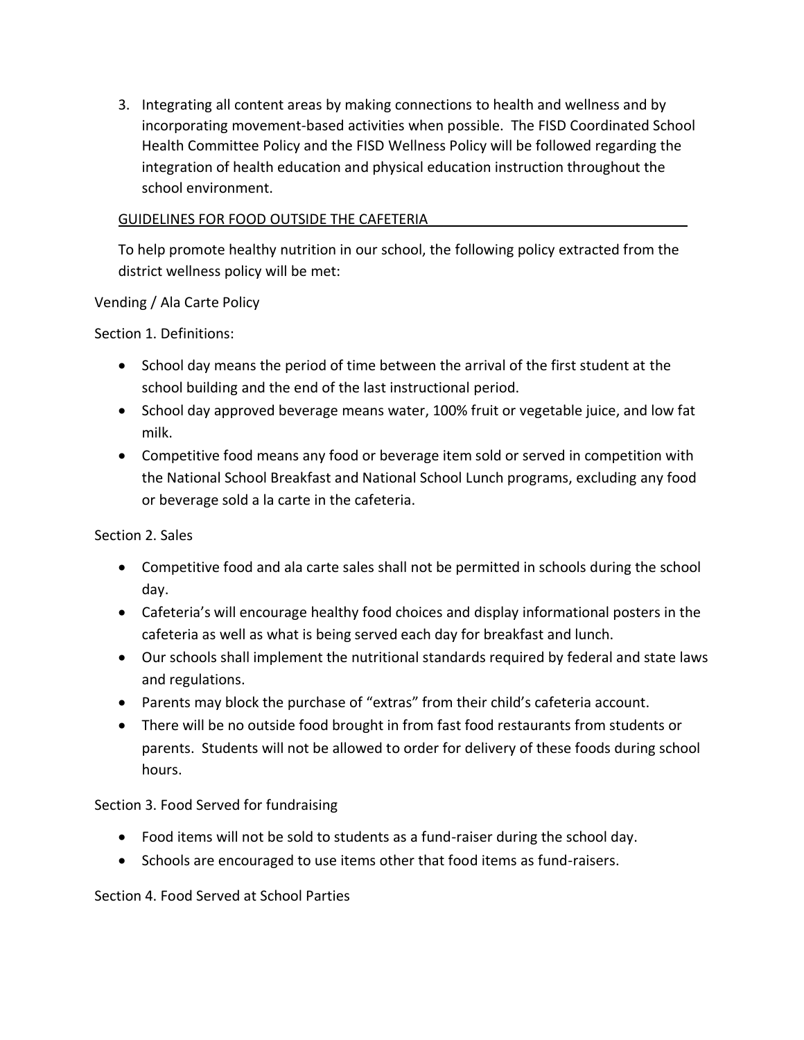3. Integrating all content areas by making connections to health and wellness and by incorporating movement-based activities when possible. The FISD Coordinated School Health Committee Policy and the FISD Wellness Policy will be followed regarding the integration of health education and physical education instruction throughout the school environment.

<u>GUIDELINES FOR FOOD OUTSIDE THE CAFETERIA</u>

To help promote healthy nutrition in our school, the following policy extracted from the district wellness policy will be met:

Vending / Ala Carte Policy

Section 1. Definitions:

- School day means the period of time between the arrival of the first student at the school building and the end of the last instructional period.
- School day approved beverage means water, 100% fruit or vegetable juice, and low fat milk.
- Competitive food means any food or beverage item sold or served in competition with the National School Breakfast and National School Lunch programs, excluding any food or beverage sold a la carte in the cafeteria.

Section 2. Sales

- Competitive food and ala carte sales shall not be permitted in schools during the school day.
- Cafeteria's will encourage healthy food choices and display informational posters in the cafeteria as well as what is being served each day for breakfast and lunch.
- Our schools shall implement the nutritional standards required by federal and state laws and regulations.
- Parents may block the purchase of "extras" from their child's cafeteria account.
- There will be no outside food brought in from fast food restaurants from students or parents. Students will not be allowed to order for delivery of these foods during school hours.

Section 3. Food Served for fundraising

- Food items will not be sold to students as a fund-raiser during the school day.
- Schools are encouraged to use items other that food items as fund-raisers.

Section 4. Food Served at School Parties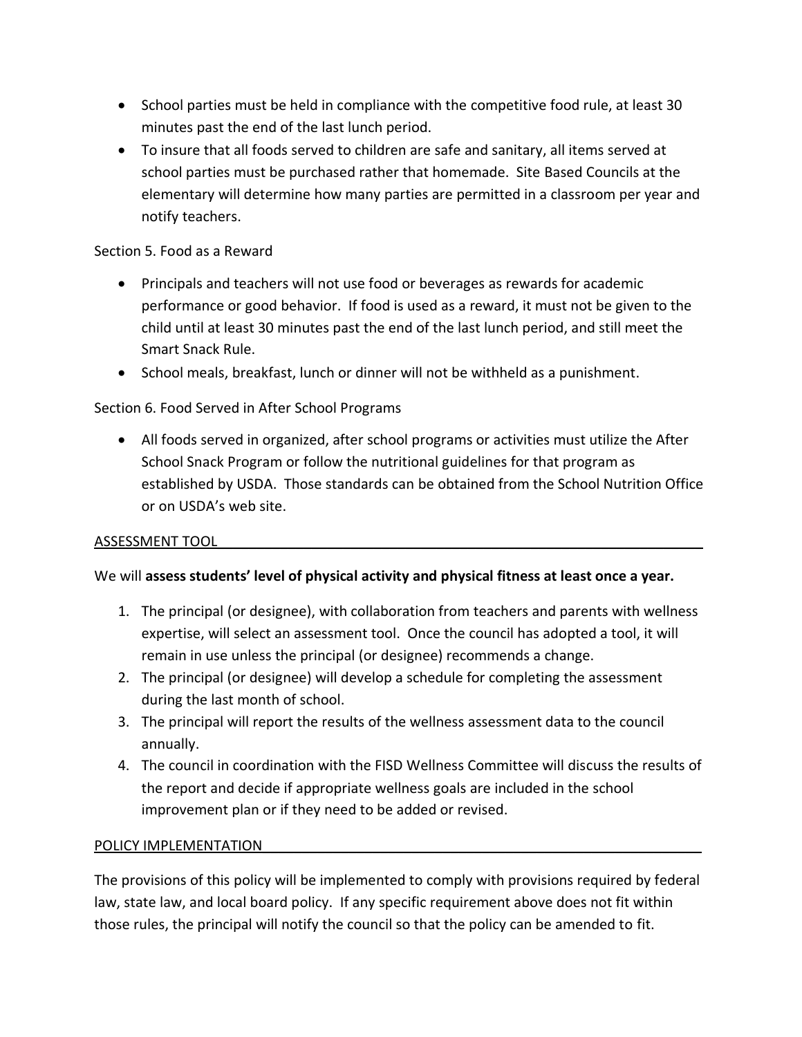- School parties must be held in compliance with the competitive food rule, at least 30 minutes past the end of the last lunch period.
- To insure that all foods served to children are safe and sanitary, all items served at school parties must be purchased rather that homemade. Site Based Councils at the elementary will determine how many parties are permitted in a classroom per year and notify teachers.

Section 5. Food as a Reward

- Principals and teachers will not use food or beverages as rewards for academic performance or good behavior. If food is used as a reward, it must not be given to the child until at least 30 minutes past the end of the last lunch period, and still meet the Smart Snack Rule.
- School meals, breakfast, lunch or dinner will not be withheld as a punishment.

Section 6. Food Served in After School Programs

- All foods served in organized, after school programs or activities must utilize the After School Snack Program or follow the nutritional guidelines for that program as established by USDA. Those standards can be obtained from the School Nutrition Office or on USDA's web site.

## ASSESSMENT TOOL

We will **assess students' level of physical activity and physical fitness at least once a year.**

1. The principal (or designee), with collaboration from teachers and parents with wellness expertise, will select an assessment tool. Once the council has adopted a tool, it will remain in use unless the principal (or designee) recommends a change.
2. The principal (or designee) will develop a schedule for completing the assessment during the last month of school.
3. The principal will report the results of the wellness assessment data to the council annually.
4. The council in coordination with the FISD Wellness Committee will discuss the results of the report and decide if appropriate wellness goals are included in the school improvement plan or if they need to be added or revised.

## POLICY IMPLEMENTATION

The provisions of this policy will be implemented to comply with provisions required by federal law, state law, and local board policy. If any specific requirement above does not fit within those rules, the principal will notify the council so that the policy can be amended to fit.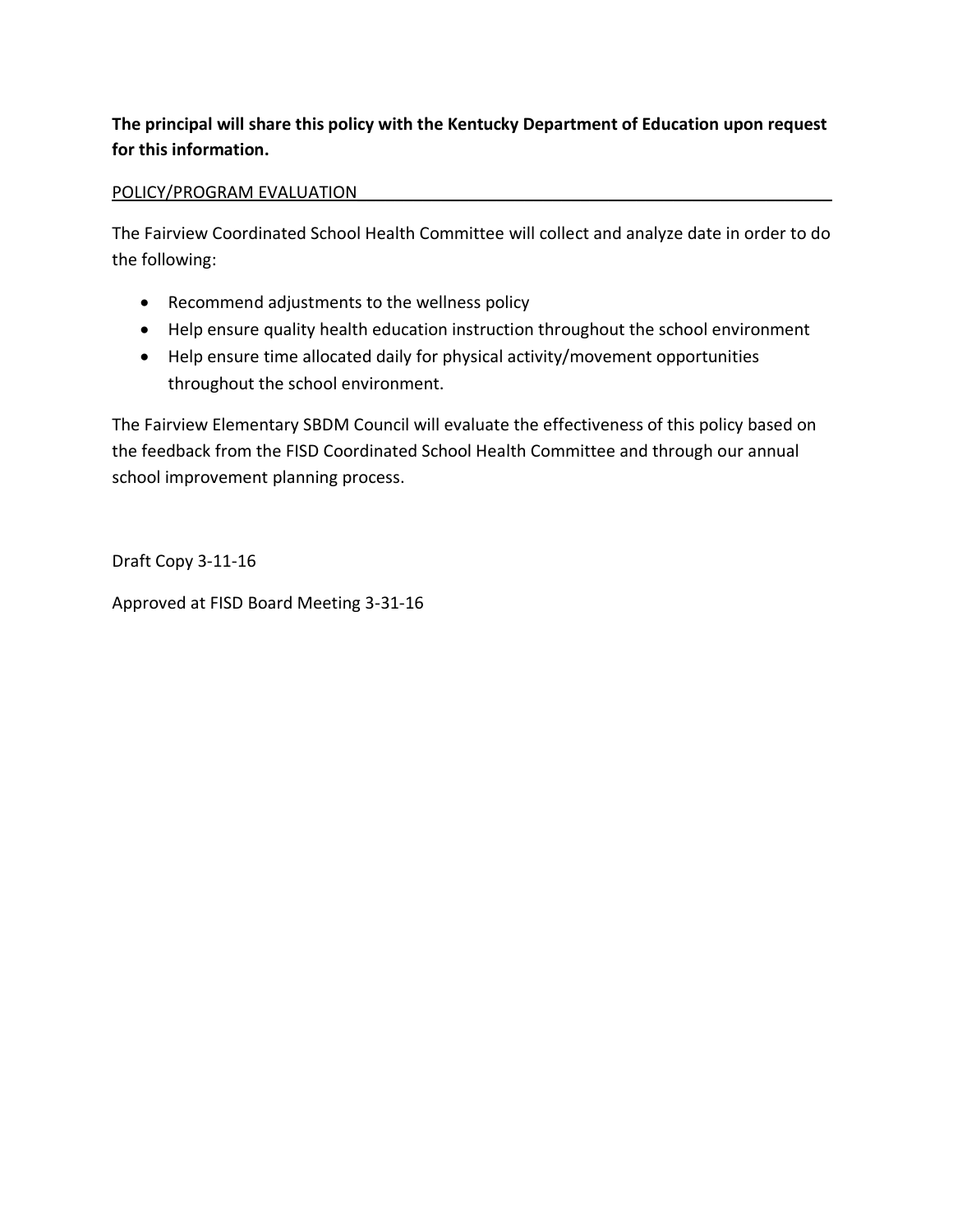**The principal will share this policy with the Kentucky Department of Education upon request for this information.**

POLICY/PROGRAM EVALUATION

The Fairview Coordinated School Health Committee will collect and analyze date in order to do the following:

- Recommend adjustments to the wellness policy
- Help ensure quality health education instruction throughout the school environment
- Help ensure time allocated daily for physical activity/movement opportunities throughout the school environment.

The Fairview Elementary SBDM Council will evaluate the effectiveness of this policy based on the feedback from the FISD Coordinated School Health Committee and through our annual school improvement planning process.

Draft Copy 3-11-16

Approved at FISD Board Meeting 3-31-16